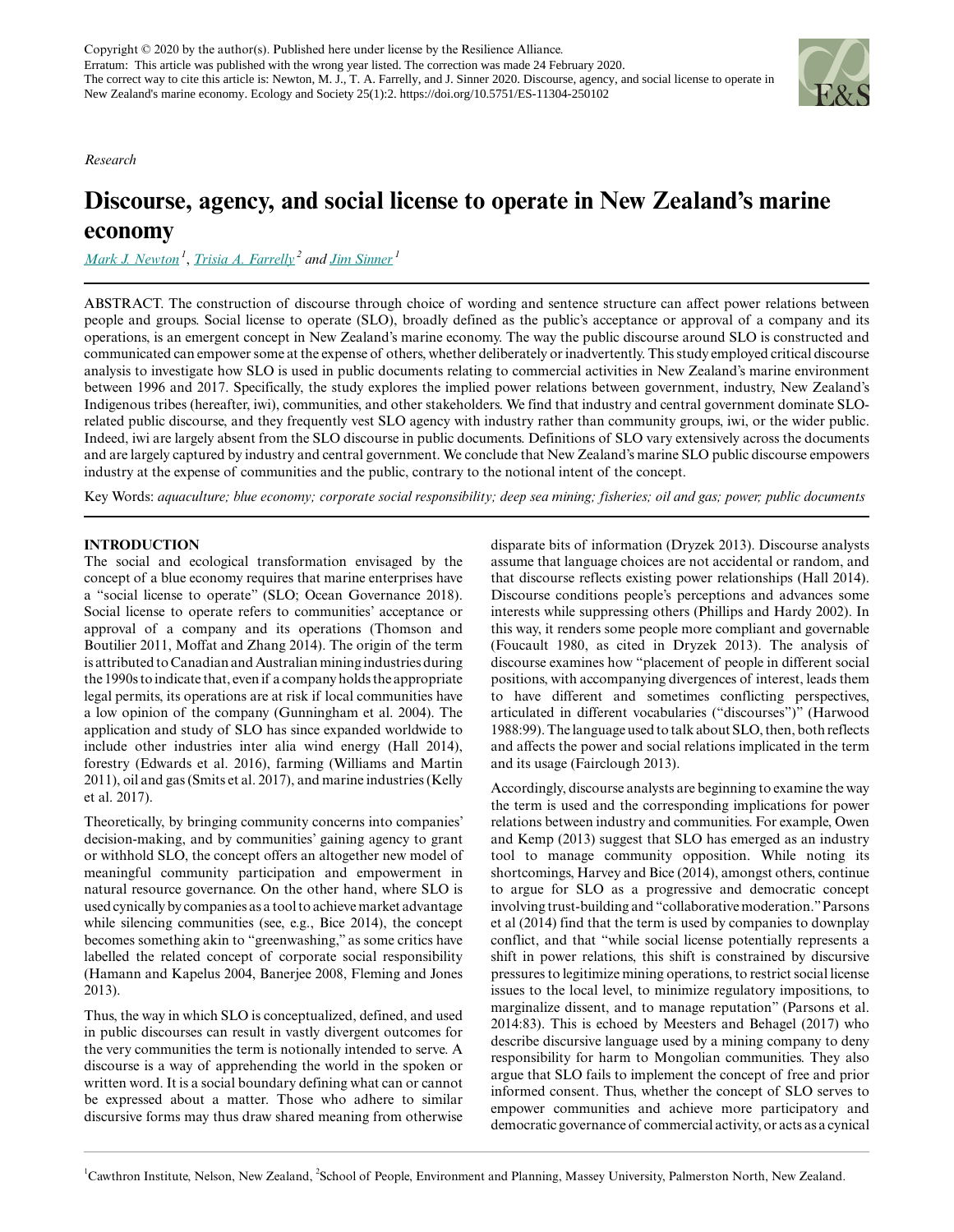Copyright © 2020 by the author(s). Published here under license by the Resilience Alliance.
Erratum: This article was published with the wrong year listed. The correction was made 24 February 2020.
The correct way to cite this article is: Newton, M. J., T. A. Farrelly, and J. Sinner 2020. Discourse, agency, and social license to operate in New Zealand's marine economy. Ecology and Society 25(1):2. https://doi.org/10.5751/ES-11304-250102

*Research*

# Discourse, agency, and social license to operate in New Zealand's marine economy

Mark J. Newton[1], Trisia A. Farrelly[2] and Jim Sinner[1]

ABSTRACT. The construction of discourse through choice of wording and sentence structure can affect power relations between people and groups. Social license to operate (SLO), broadly defined as the public's acceptance or approval of a company and its operations, is an emergent concept in New Zealand's marine economy. The way the public discourse around SLO is constructed and communicated can empower some at the expense of others, whether deliberately or inadvertently. This study employed critical discourse analysis to investigate how SLO is used in public documents relating to commercial activities in New Zealand's marine environment between 1996 and 2017. Specifically, the study explores the implied power relations between government, industry, New Zealand's Indigenous tribes (hereafter, iwi), communities, and other stakeholders. We find that industry and central government dominate SLO-related public discourse, and they frequently vest SLO agency with industry rather than community groups, iwi, or the wider public. Indeed, iwi are largely absent from the SLO discourse in public documents. Definitions of SLO vary extensively across the documents and are largely captured by industry and central government. We conclude that New Zealand's marine SLO public discourse empowers industry at the expense of communities and the public, contrary to the notional intent of the concept.

Key Words: *aquaculture; blue economy; corporate social responsibility; deep sea mining; fisheries; oil and gas; power; public documents*

## INTRODUCTION

The social and ecological transformation envisaged by the concept of a blue economy requires that marine enterprises have a "social license to operate" (SLO; Ocean Governance 2018). Social license to operate refers to communities' acceptance or approval of a company and its operations (Thomson and Boutilier 2011, Moffat and Zhang 2014). The origin of the term is attributed to Canadian and Australian mining industries during the 1990s to indicate that, even if a company holds the appropriate legal permits, its operations are at risk if local communities have a low opinion of the company (Gunningham et al. 2004). The application and study of SLO has since expanded worldwide to include other industries inter alia wind energy (Hall 2014), forestry (Edwards et al. 2016), farming (Williams and Martin 2011), oil and gas (Smits et al. 2017), and marine industries (Kelly et al. 2017).

Theoretically, by bringing community concerns into companies' decision-making, and by communities' gaining agency to grant or withhold SLO, the concept offers an altogether new model of meaningful community participation and empowerment in natural resource governance. On the other hand, where SLO is used cynically by companies as a tool to achieve market advantage while silencing communities (see, e.g., Bice 2014), the concept becomes something akin to "greenwashing," as some critics have labelled the related concept of corporate social responsibility (Hamann and Kapelus 2004, Banerjee 2008, Fleming and Jones 2013).

Thus, the way in which SLO is conceptualized, defined, and used in public discourses can result in vastly divergent outcomes for the very communities the term is notionally intended to serve. A discourse is a way of apprehending the world in the spoken or written word. It is a social boundary defining what can or cannot be expressed about a matter. Those who adhere to similar discursive forms may thus draw shared meaning from otherwise disparate bits of information (Dryzek 2013). Discourse analysts assume that language choices are not accidental or random, and that discourse reflects existing power relationships (Hall 2014). Discourse conditions people's perceptions and advances some interests while suppressing others (Phillips and Hardy 2002). In this way, it renders some people more compliant and governable (Foucault 1980, as cited in Dryzek 2013). The analysis of discourse examines how "placement of people in different social positions, with accompanying divergences of interest, leads them to have different and sometimes conflicting perspectives, articulated in different vocabularies ("discourses")" (Harwood 1988:99). The language used to talk about SLO, then, both reflects and affects the power and social relations implicated in the term and its usage (Fairclough 2013).

Accordingly, discourse analysts are beginning to examine the way the term is used and the corresponding implications for power relations between industry and communities. For example, Owen and Kemp (2013) suggest that SLO has emerged as an industry tool to manage community opposition. While noting its shortcomings, Harvey and Bice (2014), amongst others, continue to argue for SLO as a progressive and democratic concept involving trust-building and "collaborative moderation." Parsons et al (2014) find that the term is used by companies to downplay conflict, and that "while social license potentially represents a shift in power relations, this shift is constrained by discursive pressures to legitimize mining operations, to restrict social license issues to the local level, to minimize regulatory impositions, to marginalize dissent, and to manage reputation" (Parsons et al. 2014:83). This is echoed by Meesters and Behagel (2017) who describe discursive language used by a mining company to deny responsibility for harm to Mongolian communities. They also argue that SLO fails to implement the concept of free and prior informed consent. Thus, whether the concept of SLO serves to empower communities and achieve more participatory and democratic governance of commercial activity, or acts as a cynical

[1]Cawthron Institute, Nelson, New Zealand, [2]School of People, Environment and Planning, Massey University, Palmerston North, New Zealand.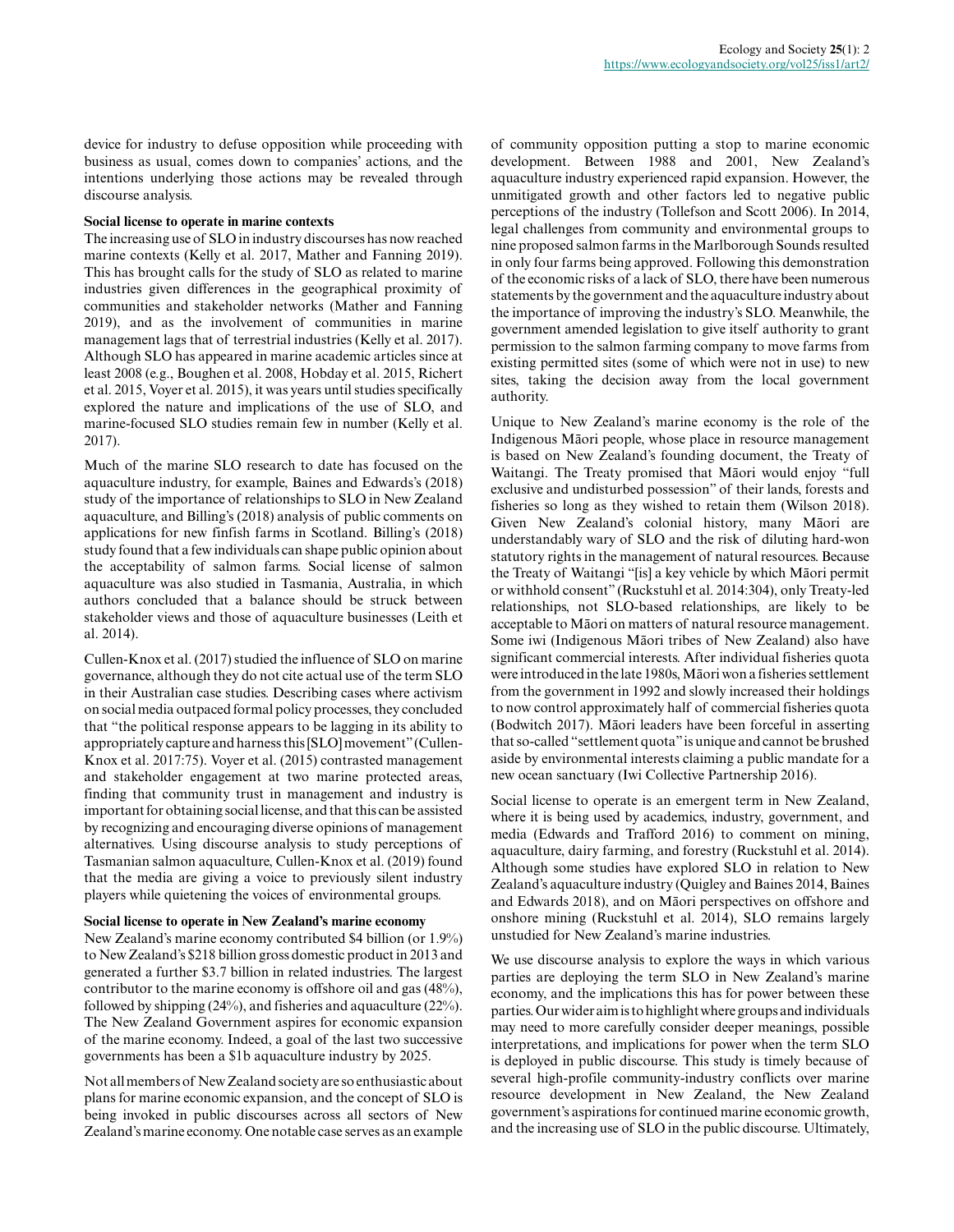device for industry to defuse opposition while proceeding with business as usual, comes down to companies' actions, and the intentions underlying those actions may be revealed through discourse analysis.

### Social license to operate in marine contexts

The increasing use of SLO in industry discourses has now reached marine contexts (Kelly et al. 2017, Mather and Fanning 2019). This has brought calls for the study of SLO as related to marine industries given differences in the geographical proximity of communities and stakeholder networks (Mather and Fanning 2019), and as the involvement of communities in marine management lags that of terrestrial industries (Kelly et al. 2017). Although SLO has appeared in marine academic articles since at least 2008 (e.g., Boughen et al. 2008, Hobday et al. 2015, Richert et al. 2015, Voyer et al. 2015), it was years until studies specifically explored the nature and implications of the use of SLO, and marine-focused SLO studies remain few in number (Kelly et al. 2017).

Much of the marine SLO research to date has focused on the aquaculture industry, for example, Baines and Edwards's (2018) study of the importance of relationships to SLO in New Zealand aquaculture, and Billing's (2018) analysis of public comments on applications for new finfish farms in Scotland. Billing's (2018) study found that a few individuals can shape public opinion about the acceptability of salmon farms. Social license of salmon aquaculture was also studied in Tasmania, Australia, in which authors concluded that a balance should be struck between stakeholder views and those of aquaculture businesses (Leith et al. 2014).

Cullen-Knox et al. (2017) studied the influence of SLO on marine governance, although they do not cite actual use of the term SLO in their Australian case studies. Describing cases where activism on social media outpaced formal policy processes, they concluded that "the political response appears to be lagging in its ability to appropriately capture and harness this [SLO] movement" (Cullen-Knox et al. 2017:75). Voyer et al. (2015) contrasted management and stakeholder engagement at two marine protected areas, finding that community trust in management and industry is important for obtaining social license, and that this can be assisted by recognizing and encouraging diverse opinions of management alternatives. Using discourse analysis to study perceptions of Tasmanian salmon aquaculture, Cullen-Knox et al. (2019) found that the media are giving a voice to previously silent industry players while quietening the voices of environmental groups.

### Social license to operate in New Zealand's marine economy

New Zealand's marine economy contributed $4 billion (or 1.9%) to New Zealand's $218 billion gross domestic product in 2013 and generated a further $3.7 billion in related industries. The largest contributor to the marine economy is offshore oil and gas (48%), followed by shipping (24%), and fisheries and aquaculture (22%). The New Zealand Government aspires for economic expansion of the marine economy. Indeed, a goal of the last two successive governments has been a $1b aquaculture industry by 2025.

Not all members of New Zealand society are so enthusiastic about plans for marine economic expansion, and the concept of SLO is being invoked in public discourses across all sectors of New Zealand's marine economy. One notable case serves as an example of community opposition putting a stop to marine economic development. Between 1988 and 2001, New Zealand's aquaculture industry experienced rapid expansion. However, the unmitigated growth and other factors led to negative public perceptions of the industry (Tollefson and Scott 2006). In 2014, legal challenges from community and environmental groups to nine proposed salmon farms in the Marlborough Sounds resulted in only four farms being approved. Following this demonstration of the economic risks of a lack of SLO, there have been numerous statements by the government and the aquaculture industry about the importance of improving the industry's SLO. Meanwhile, the government amended legislation to give itself authority to grant permission to the salmon farming company to move farms from existing permitted sites (some of which were not in use) to new sites, taking the decision away from the local government authority.

Unique to New Zealand's marine economy is the role of the Indigenous Māori people, whose place in resource management is based on New Zealand's founding document, the Treaty of Waitangi. The Treaty promised that Māori would enjoy "full exclusive and undisturbed possession" of their lands, forests and fisheries so long as they wished to retain them (Wilson 2018). Given New Zealand's colonial history, many Māori are understandably wary of SLO and the risk of diluting hard-won statutory rights in the management of natural resources. Because the Treaty of Waitangi "[is] a key vehicle by which Māori permit or withhold consent" (Ruckstuhl et al. 2014:304), only Treaty-led relationships, not SLO-based relationships, are likely to be acceptable to Māori on matters of natural resource management. Some iwi (Indigenous Māori tribes of New Zealand) also have significant commercial interests. After individual fisheries quota were introduced in the late 1980s, Māori won a fisheries settlement from the government in 1992 and slowly increased their holdings to now control approximately half of commercial fisheries quota (Bodwitch 2017). Māori leaders have been forceful in asserting that so-called "settlement quota" is unique and cannot be brushed aside by environmental interests claiming a public mandate for a new ocean sanctuary (Iwi Collective Partnership 2016).

Social license to operate is an emergent term in New Zealand, where it is being used by academics, industry, government, and media (Edwards and Trafford 2016) to comment on mining, aquaculture, dairy farming, and forestry (Ruckstuhl et al. 2014). Although some studies have explored SLO in relation to New Zealand's aquaculture industry (Quigley and Baines 2014, Baines and Edwards 2018), and on Māori perspectives on offshore and onshore mining (Ruckstuhl et al. 2014), SLO remains largely unstudied for New Zealand's marine industries.

We use discourse analysis to explore the ways in which various parties are deploying the term SLO in New Zealand's marine economy, and the implications this has for power between these parties. Our wider aim is to highlight where groups and individuals may need to more carefully consider deeper meanings, possible interpretations, and implications for power when the term SLO is deployed in public discourse. This study is timely because of several high-profile community-industry conflicts over marine resource development in New Zealand, the New Zealand government's aspirations for continued marine economic growth, and the increasing use of SLO in the public discourse. Ultimately,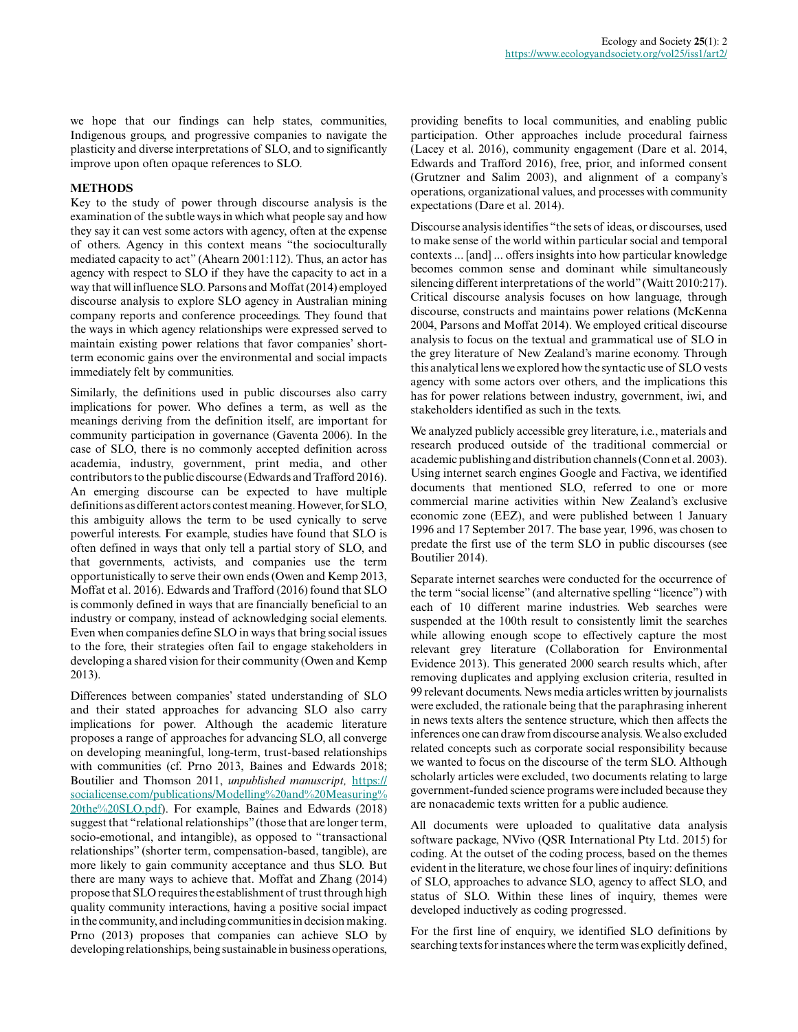we hope that our findings can help states, communities, Indigenous groups, and progressive companies to navigate the plasticity and diverse interpretations of SLO, and to significantly improve upon often opaque references to SLO.

## METHODS

Key to the study of power through discourse analysis is the examination of the subtle ways in which what people say and how they say it can vest some actors with agency, often at the expense of others. Agency in this context means "the socioculturally mediated capacity to act" (Ahearn 2001:112). Thus, an actor has agency with respect to SLO if they have the capacity to act in a way that will influence SLO. Parsons and Moffat (2014) employed discourse analysis to explore SLO agency in Australian mining company reports and conference proceedings. They found that the ways in which agency relationships were expressed served to maintain existing power relations that favor companies' short-term economic gains over the environmental and social impacts immediately felt by communities.

Similarly, the definitions used in public discourses also carry implications for power. Who defines a term, as well as the meanings deriving from the definition itself, are important for community participation in governance (Gaventa 2006). In the case of SLO, there is no commonly accepted definition across academia, industry, government, print media, and other contributors to the public discourse (Edwards and Trafford 2016). An emerging discourse can be expected to have multiple definitions as different actors contest meaning. However, for SLO, this ambiguity allows the term to be used cynically to serve powerful interests. For example, studies have found that SLO is often defined in ways that only tell a partial story of SLO, and that governments, activists, and companies use the term opportunistically to serve their own ends (Owen and Kemp 2013, Moffat et al. 2016). Edwards and Trafford (2016) found that SLO is commonly defined in ways that are financially beneficial to an industry or company, instead of acknowledging social elements. Even when companies define SLO in ways that bring social issues to the fore, their strategies often fail to engage stakeholders in developing a shared vision for their community (Owen and Kemp 2013).

Differences between companies' stated understanding of SLO and their stated approaches for advancing SLO also carry implications for power. Although the academic literature proposes a range of approaches for advancing SLO, all converge on developing meaningful, long-term, trust-based relationships with communities (cf. Prno 2013, Baines and Edwards 2018; Boutilier and Thomson 2011, *unpublished manuscript,* https://socialicense.com/publications/Modelling%20and%20Measuring%20the%20SLO.pdf). For example, Baines and Edwards (2018) suggest that "relational relationships" (those that are longer term, socio-emotional, and intangible), as opposed to "transactional relationships" (shorter term, compensation-based, tangible), are more likely to gain community acceptance and thus SLO. But there are many ways to achieve that. Moffat and Zhang (2014) propose that SLO requires the establishment of trust through high quality community interactions, having a positive social impact in the community, and including communities in decision making. Prno (2013) proposes that companies can achieve SLO by developing relationships, being sustainable in business operations, providing benefits to local communities, and enabling public participation. Other approaches include procedural fairness (Lacey et al. 2016), community engagement (Dare et al. 2014, Edwards and Trafford 2016), free, prior, and informed consent (Grutzner and Salim 2003), and alignment of a company's operations, organizational values, and processes with community expectations (Dare et al. 2014).

Discourse analysis identifies "the sets of ideas, or discourses, used to make sense of the world within particular social and temporal contexts ... [and] ... offers insights into how particular knowledge becomes common sense and dominant while simultaneously silencing different interpretations of the world" (Waitt 2010:217). Critical discourse analysis focuses on how language, through discourse, constructs and maintains power relations (McKenna 2004, Parsons and Moffat 2014). We employed critical discourse analysis to focus on the textual and grammatical use of SLO in the grey literature of New Zealand's marine economy. Through this analytical lens we explored how the syntactic use of SLO vests agency with some actors over others, and the implications this has for power relations between industry, government, iwi, and stakeholders identified as such in the texts.

We analyzed publicly accessible grey literature, i.e., materials and research produced outside of the traditional commercial or academic publishing and distribution channels (Conn et al. 2003). Using internet search engines Google and Factiva, we identified documents that mentioned SLO, referred to one or more commercial marine activities within New Zealand's exclusive economic zone (EEZ), and were published between 1 January 1996 and 17 September 2017. The base year, 1996, was chosen to predate the first use of the term SLO in public discourses (see Boutilier 2014).

Separate internet searches were conducted for the occurrence of the term "social license" (and alternative spelling "licence") with each of 10 different marine industries. Web searches were suspended at the 100th result to consistently limit the searches while allowing enough scope to effectively capture the most relevant grey literature (Collaboration for Environmental Evidence 2013). This generated 2000 search results which, after removing duplicates and applying exclusion criteria, resulted in 99 relevant documents. News media articles written by journalists were excluded, the rationale being that the paraphrasing inherent in news texts alters the sentence structure, which then affects the inferences one can draw from discourse analysis. We also excluded related concepts such as corporate social responsibility because we wanted to focus on the discourse of the term SLO. Although scholarly articles were excluded, two documents relating to large government-funded science programs were included because they are nonacademic texts written for a public audience.

All documents were uploaded to qualitative data analysis software package, NVivo (QSR International Pty Ltd. 2015) for coding. At the outset of the coding process, based on the themes evident in the literature, we chose four lines of inquiry: definitions of SLO, approaches to advance SLO, agency to affect SLO, and status of SLO. Within these lines of inquiry, themes were developed inductively as coding progressed.

For the first line of enquiry, we identified SLO definitions by searching texts for instances where the term was explicitly defined,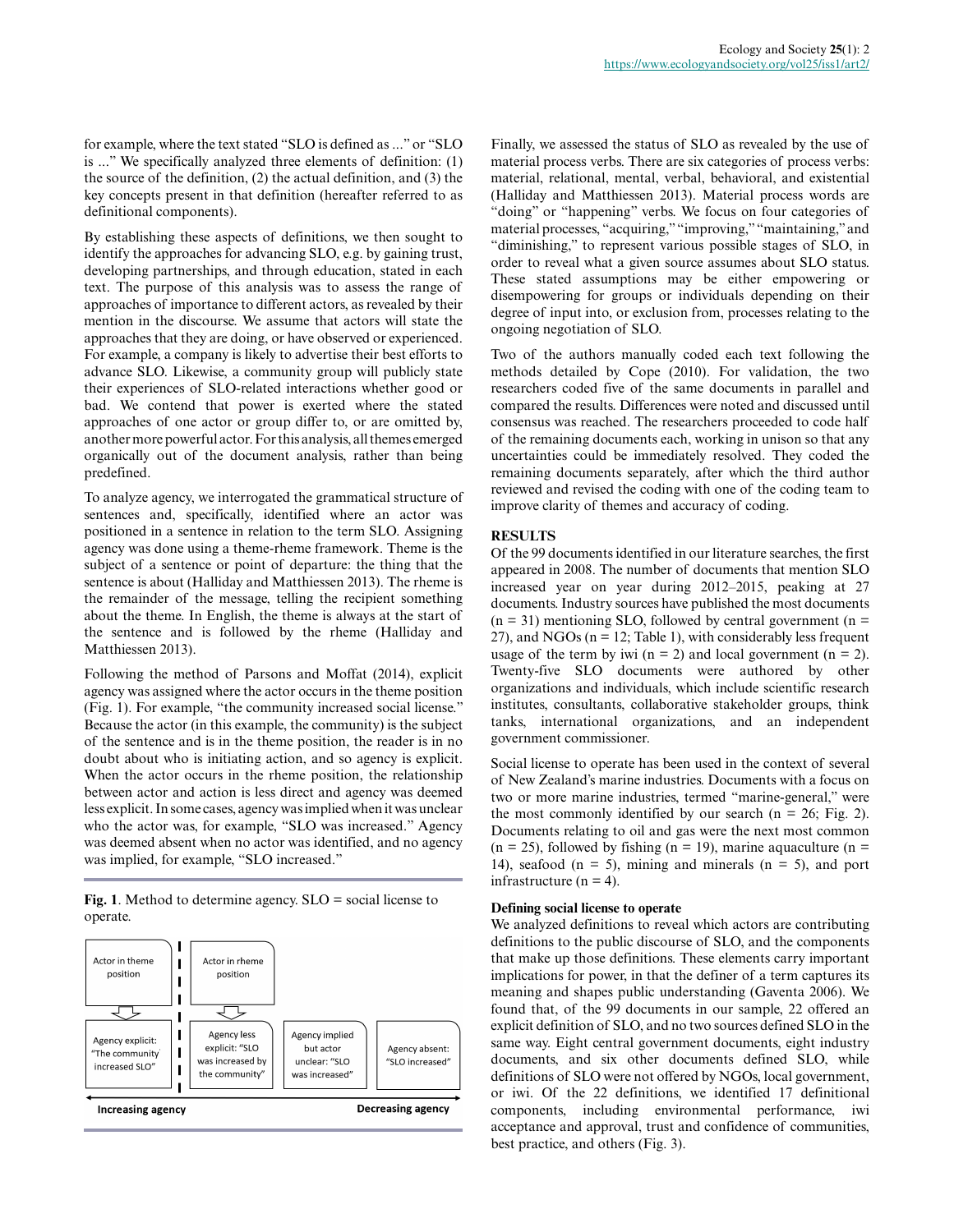for example, where the text stated "SLO is defined as ..." or "SLO is ..." We specifically analyzed three elements of definition: (1) the source of the definition, (2) the actual definition, and (3) the key concepts present in that definition (hereafter referred to as definitional components).

By establishing these aspects of definitions, we then sought to identify the approaches for advancing SLO, e.g. by gaining trust, developing partnerships, and through education, stated in each text. The purpose of this analysis was to assess the range of approaches of importance to different actors, as revealed by their mention in the discourse. We assume that actors will state the approaches that they are doing, or have observed or experienced. For example, a company is likely to advertise their best efforts to advance SLO. Likewise, a community group will publicly state their experiences of SLO-related interactions whether good or bad. We contend that power is exerted where the stated approaches of one actor or group differ to, or are omitted by, another more powerful actor. For this analysis, all themes emerged organically out of the document analysis, rather than being predefined.

To analyze agency, we interrogated the grammatical structure of sentences and, specifically, identified where an actor was positioned in a sentence in relation to the term SLO. Assigning agency was done using a theme-rheme framework. Theme is the subject of a sentence or point of departure: the thing that the sentence is about (Halliday and Matthiessen 2013). The rheme is the remainder of the message, telling the recipient something about the theme. In English, the theme is always at the start of the sentence and is followed by the rheme (Halliday and Matthiessen 2013).

Following the method of Parsons and Moffat (2014), explicit agency was assigned where the actor occurs in the theme position (Fig. 1). For example, "the community increased social license." Because the actor (in this example, the community) is the subject of the sentence and is in the theme position, the reader is in no doubt about who is initiating action, and so agency is explicit. When the actor occurs in the rheme position, the relationship between actor and action is less direct and agency was deemed less explicit. In some cases, agency was implied when it was unclear who the actor was, for example, "SLO was increased." Agency was deemed absent when no actor was identified, and no agency was implied, for example, "SLO increased."

**Fig. 1**. Method to determine agency. SLO = social license to operate.

| Actor in theme position | Actor in rheme position | | |
|---|---|---|---|
| Agency explicit: "The community increased SLO" | Agency less explicit: "SLO was increased by the community" | Agency implied but actor unclear: "SLO was increased" | Agency absent: "SLO increased" |
| **Increasing agency** | | | **Decreasing agency** |

Finally, we assessed the status of SLO as revealed by the use of material process verbs. There are six categories of process verbs: material, relational, mental, verbal, behavioral, and existential (Halliday and Matthiessen 2013). Material process words are "doing" or "happening" verbs. We focus on four categories of material processes, "acquiring," "improving," "maintaining," and "diminishing," to represent various possible stages of SLO, in order to reveal what a given source assumes about SLO status. These stated assumptions may be either empowering or disempowering for groups or individuals depending on their degree of input into, or exclusion from, processes relating to the ongoing negotiation of SLO.

Two of the authors manually coded each text following the methods detailed by Cope (2010). For validation, the two researchers coded five of the same documents in parallel and compared the results. Differences were noted and discussed until consensus was reached. The researchers proceeded to code half of the remaining documents each, working in unison so that any uncertainties could be immediately resolved. They coded the remaining documents separately, after which the third author reviewed and revised the coding with one of the coding team to improve clarity of themes and accuracy of coding.

## RESULTS

Of the 99 documents identified in our literature searches, the first appeared in 2008. The number of documents that mention SLO increased year on year during 2012–2015, peaking at 27 documents. Industry sources have published the most documents (n = 31) mentioning SLO, followed by central government (n = 27), and NGOs (n = 12; Table 1), with considerably less frequent usage of the term by iwi (n = 2) and local government (n = 2). Twenty-five SLO documents were authored by other organizations and individuals, which include scientific research institutes, consultants, collaborative stakeholder groups, think tanks, international organizations, and an independent government commissioner.

Social license to operate has been used in the context of several of New Zealand's marine industries. Documents with a focus on two or more marine industries, termed "marine-general," were the most commonly identified by our search (n = 26; Fig. 2). Documents relating to oil and gas were the next most common (n = 25), followed by fishing (n = 19), marine aquaculture (n = 14), seafood (n = 5), mining and minerals (n = 5), and port infrastructure (n = 4).

### Defining social license to operate

We analyzed definitions to reveal which actors are contributing definitions to the public discourse of SLO, and the components that make up those definitions. These elements carry important implications for power, in that the definer of a term captures its meaning and shapes public understanding (Gaventa 2006). We found that, of the 99 documents in our sample, 22 offered an explicit definition of SLO, and no two sources defined SLO in the same way. Eight central government documents, eight industry documents, and six other documents defined SLO, while definitions of SLO were not offered by NGOs, local government, or iwi. Of the 22 definitions, we identified 17 definitional components, including environmental performance, iwi acceptance and approval, trust and confidence of communities, best practice, and others (Fig. 3).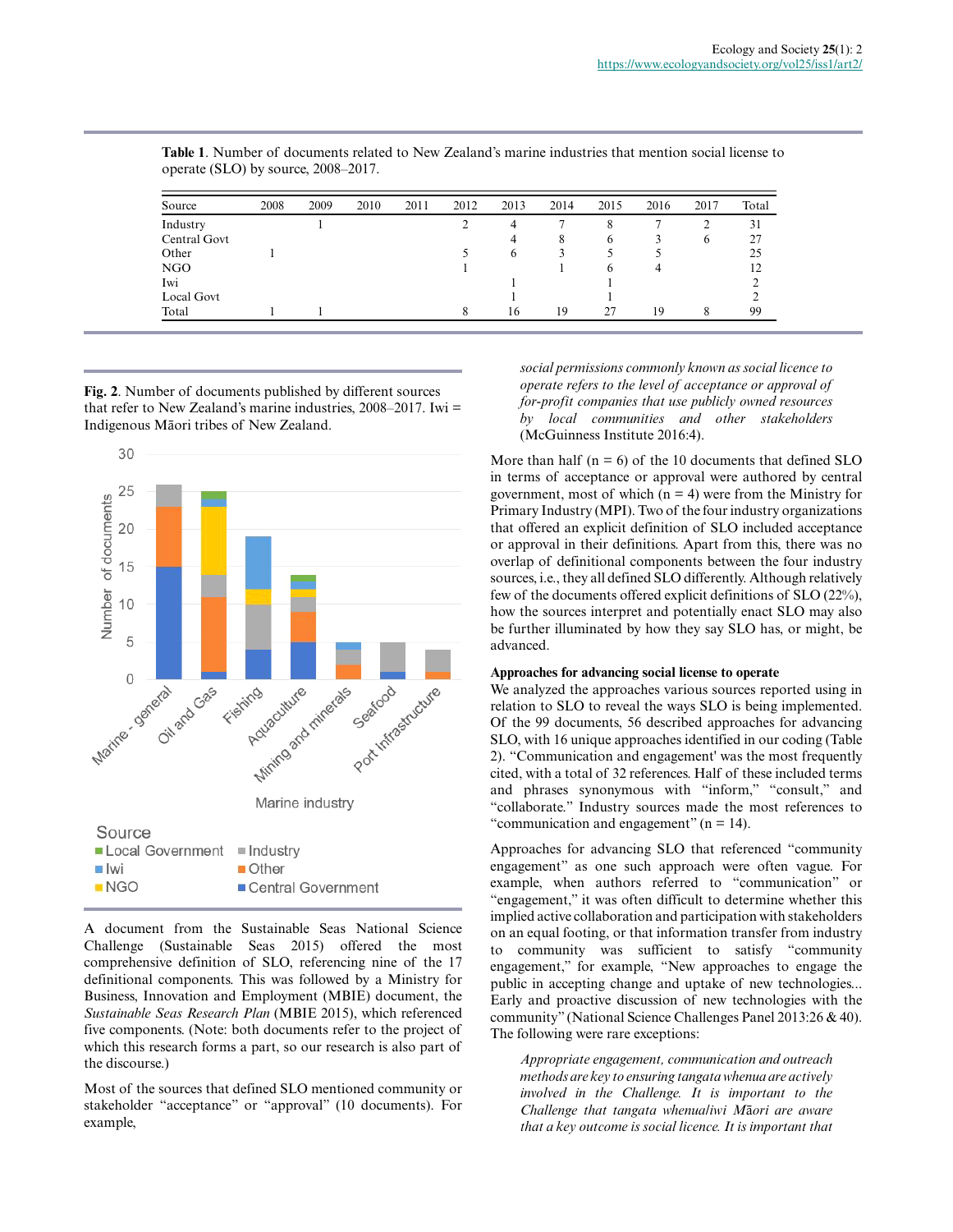**Table 1**. Number of documents related to New Zealand's marine industries that mention social license to operate (SLO) by source, 2008–2017.

| Source | 2008 | 2009 | 2010 | 2011 | 2012 | 2013 | 2014 | 2015 | 2016 | 2017 | Total |
|---|---|---|---|---|---|---|---|---|---|---|---|
| Industry | | 1 | | | 2 | 4 | 7 | 8 | 7 | 2 | 31 |
| Central Govt | | | | | | 4 | 8 | 6 | 3 | 6 | 27 |
| Other | 1 | | | | 5 | 6 | 3 | 5 | 5 | | 25 |
| NGO | | | | | 1 | | 1 | 6 | 4 | | 12 |
| Iwi | | | | | | 1 | | 1 | | | 2 |
| Local Govt | | | | | | 1 | | 1 | | | 2 |
| Total | 1 | 1 | | | 8 | 16 | 19 | 27 | 19 | 8 | 99 |

**Fig. 2**. Number of documents published by different sources that refer to New Zealand's marine industries, 2008–2017. Iwi = Indigenous Māori tribes of New Zealand.

A document from the Sustainable Seas National Science Challenge (Sustainable Seas 2015) offered the most comprehensive definition of SLO, referencing nine of the 17 definitional components. This was followed by a Ministry for Business, Innovation and Employment (MBIE) document, the *Sustainable Seas Research Plan* (MBIE 2015), which referenced five components. (Note: both documents refer to the project of which this research forms a part, so our research is also part of the discourse.)

Most of the sources that defined SLO mentioned community or stakeholder "acceptance" or "approval" (10 documents). For example,

> *social permissions commonly known as social licence to operate refers to the level of acceptance or approval of for-profit companies that use publicly owned resources by local communities and other stakeholders* (McGuinness Institute 2016:4).

More than half (n = 6) of the 10 documents that defined SLO in terms of acceptance or approval were authored by central government, most of which (n = 4) were from the Ministry for Primary Industry (MPI). Two of the four industry organizations that offered an explicit definition of SLO included acceptance or approval in their definitions. Apart from this, there was no overlap of definitional components between the four industry sources, i.e., they all defined SLO differently. Although relatively few of the documents offered explicit definitions of SLO (22%), how the sources interpret and potentially enact SLO may also be further illuminated by how they say SLO has, or might, be advanced.

### Approaches for advancing social license to operate

We analyzed the approaches various sources reported using in relation to SLO to reveal the ways SLO is being implemented. Of the 99 documents, 56 described approaches for advancing SLO, with 16 unique approaches identified in our coding (Table 2). "Communication and engagement' was the most frequently cited, with a total of 32 references. Half of these included terms and phrases synonymous with "inform," "consult," and "collaborate." Industry sources made the most references to "communication and engagement" (n = 14).

Approaches for advancing SLO that referenced "community engagement" as one such approach were often vague. For example, when authors referred to "communication" or "engagement," it was often difficult to determine whether this implied active collaboration and participation with stakeholders on an equal footing, or that information transfer from industry to community was sufficient to satisfy "community engagement," for example, "New approaches to engage the public in accepting change and uptake of new technologies... Early and proactive discussion of new technologies with the community" (National Science Challenges Panel 2013:26 & 40). The following were rare exceptions:

> *Appropriate engagement, communication and outreach methods are key to ensuring tangata whenua are actively involved in the Challenge. It is important to the Challenge that tangata whenua/iwi Māori are aware that a key outcome is social licence. It is important that*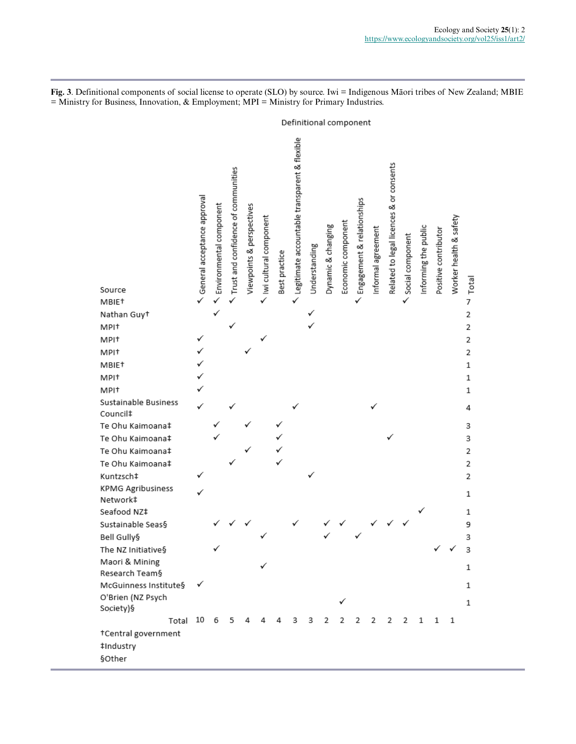**Fig. 3**. Definitional components of social license to operate (SLO) by source. Iwi = Indigenous Māori tribes of New Zealand; MBIE = Ministry for Business, Innovation, & Employment; MPI = Ministry for Primary Industries.

| Source | General acceptance approval | Environmental component | Trust and confidence of communities | Viewpoints & perspectives | Iwi cultural component | Best practice | Legitimate accountable transparent & flexible | Understanding | Dynamic & changing | Economic component | Engagement & relationships | Informal agreement | Related to legal licences & or consents | Social component | Informing the public | Positive contributor | Worker health & safety | Total |
|---|---|---|---|---|---|---|---|---|---|---|---|---|---|---|---|---|---|---|
| MBIE† | ✓ | ✓ | ✓ | | ✓ | | ✓ | | | | ✓ | | | ✓ | | | | 7 |
| Nathan Guy† | | ✓ | | | | | | ✓ | | | | | | | | | | 2 |
| MPI† | | | ✓ | | | | | ✓ | | | | | | | | | | 2 |
| MPI† | ✓ | | | | ✓ | | | | | | | | | | | | | 2 |
| MPI† | ✓ | | | ✓ | | | | | | | | | | | | | | 2 |
| MBIE† | ✓ | | | | | | | | | | | | | | | | | 1 |
| MPI† | ✓ | | | | | | | | | | | | | | | | | 1 |
| MPI† | ✓ | | | | | | | | | | | | | | | | | 1 |
| Sustainable Business Council‡ | ✓ | | ✓ | | | | ✓ | | | | | ✓ | | | | | | 4 |
| Te Ohu Kaimoana‡ | | ✓ | | ✓ | | ✓ | | | | | | | | | | | | 3 |
| Te Ohu Kaimoana‡ | | ✓ | | | | ✓ | | | | | | | ✓ | | | | | 3 |
| Te Ohu Kaimoana‡ | | | | ✓ | | ✓ | | | | | | | | | | | | 2 |
| Te Ohu Kaimoana‡ | | | ✓ | | | ✓ | | | | | | | | | | | | 2 |
| Kuntzsch‡ | ✓ | | | | | | | ✓ | | | | | | | | | | 2 |
| KPMG Agribusiness Network‡ | ✓ | | | | | | | | | | | | | | | | | 1 |
| Seafood NZ‡ | | | | | | | | | | | | | | | ✓ | | | 1 |
| Sustainable Seas§ | | ✓ | ✓ | ✓ | | | ✓ | | ✓ | ✓ | | ✓ | ✓ | ✓ | | | | 9 |
| Bell Gully§ | | | | | ✓ | | | | ✓ | | ✓ | | | | | | | 3 |
| The NZ Initiative§ | | ✓ | | | | | | | | | | | | | | ✓ | ✓ | 3 |
| Maori & Mining Research Team§ | | | | | ✓ | | | | | | | | | | | | | 1 |
| McGuinness Institute§ | ✓ | | | | | | | | | | | | | | | | | 1 |
| O'Brien (NZ Psych Society)§ | | | | | | | | | | ✓ | | | | | | | | 1 |
| Total | 10 | 6 | 5 | 4 | 4 | 4 | 3 | 3 | 2 | 2 | 2 | 2 | 2 | 2 | 1 | 1 | 1 | |

†Central government
‡Industry
§Other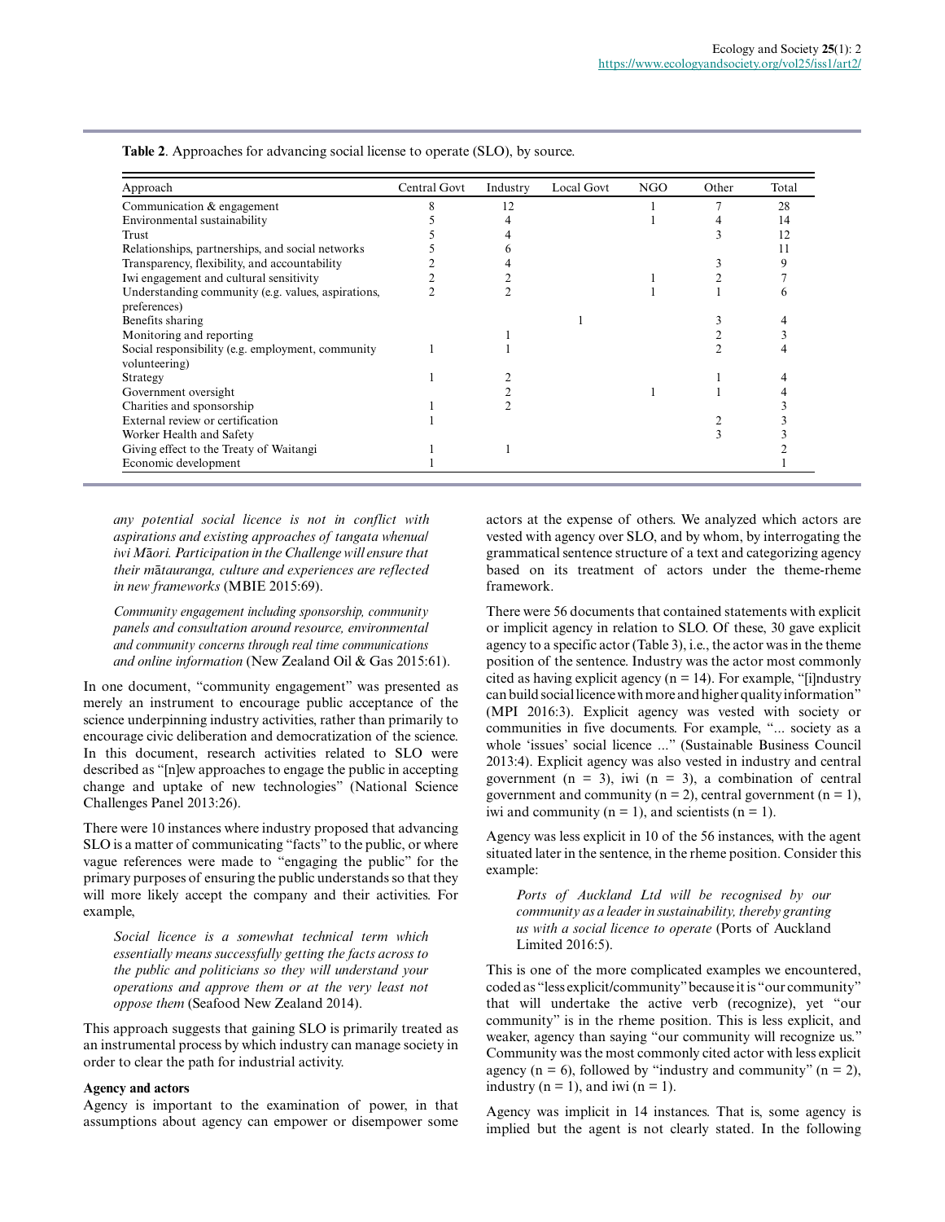**Table 2**. Approaches for advancing social license to operate (SLO), by source.

| Approach | Central Govt | Industry | Local Govt | NGO | Other | Total |
|---|---|---|---|---|---|---|
| Communication & engagement | 8 | 12 | | 1 | 7 | 28 |
| Environmental sustainability | 5 | 4 | | 1 | 4 | 14 |
| Trust | 5 | 4 | | | 3 | 12 |
| Relationships, partnerships, and social networks | 5 | 6 | | | | 11 |
| Transparency, flexibility, and accountability | 2 | 4 | | | 3 | 9 |
| Iwi engagement and cultural sensitivity | 2 | 2 | | 1 | 2 | 7 |
| Understanding community (e.g. values, aspirations, preferences) | 2 | 2 | | 1 | 1 | 6 |
| Benefits sharing | | | 1 | | 3 | 4 |
| Monitoring and reporting | | 1 | | | 2 | 3 |
| Social responsibility (e.g. employment, community volunteering) | 1 | 1 | | | 2 | 4 |
| Strategy | 1 | 2 | | | 1 | 4 |
| Government oversight | | 2 | | 1 | 1 | 4 |
| Charities and sponsorship | 1 | 2 | | | | 3 |
| External review or certification | 1 | | | | 2 | 3 |
| Worker Health and Safety | | | | | 3 | 3 |
| Giving effect to the Treaty of Waitangi | 1 | 1 | | | | 2 |
| Economic development | 1 | | | | | 1 |

> *any potential social licence is not in conflict with aspirations and existing approaches of tangata whenua/iwi Māori. Participation in the Challenge will ensure that their mātauranga, culture and experiences are reflected in new frameworks* (MBIE 2015:69).

> *Community engagement including sponsorship, community panels and consultation around resource, environmental and community concerns through real time communications and online information* (New Zealand Oil & Gas 2015:61).

In one document, "community engagement" was presented as merely an instrument to encourage public acceptance of the science underpinning industry activities, rather than primarily to encourage civic deliberation and democratization of the science. In this document, research activities related to SLO were described as "[n]ew approaches to engage the public in accepting change and uptake of new technologies" (National Science Challenges Panel 2013:26).

There were 10 instances where industry proposed that advancing SLO is a matter of communicating "facts" to the public, or where vague references were made to "engaging the public" for the primary purposes of ensuring the public understands so that they will more likely accept the company and their activities. For example,

> *Social licence is a somewhat technical term which essentially means successfully getting the facts across to the public and politicians so they will understand your operations and approve them or at the very least not oppose them* (Seafood New Zealand 2014).

This approach suggests that gaining SLO is primarily treated as an instrumental process by which industry can manage society in order to clear the path for industrial activity.

**Agency and actors**

Agency is important to the examination of power, in that assumptions about agency can empower or disempower some actors at the expense of others. We analyzed which actors are vested with agency over SLO, and by whom, by interrogating the grammatical sentence structure of a text and categorizing agency based on its treatment of actors under the theme-rheme framework.

There were 56 documents that contained statements with explicit or implicit agency in relation to SLO. Of these, 30 gave explicit agency to a specific actor (Table 3), i.e., the actor was in the theme position of the sentence. Industry was the actor most commonly cited as having explicit agency (n = 14). For example, "[i]ndustry can build social licence with more and higher quality information" (MPI 2016:3). Explicit agency was vested with society or communities in five documents. For example, "... society as a whole 'issues' social licence ..." (Sustainable Business Council 2013:4). Explicit agency was also vested in industry and central government (n = 3), iwi (n = 3), a combination of central government and community (n = 2), central government (n = 1), iwi and community (n = 1), and scientists (n = 1).

Agency was less explicit in 10 of the 56 instances, with the agent situated later in the sentence, in the rheme position. Consider this example:

> *Ports of Auckland Ltd will be recognised by our community as a leader in sustainability, thereby granting us with a social licence to operate* (Ports of Auckland Limited 2016:5).

This is one of the more complicated examples we encountered, coded as "less explicit/community" because it is "our community" that will undertake the active verb (recognize), yet "our community" is in the rheme position. This is less explicit, and weaker, agency than saying "our community will recognize us." Community was the most commonly cited actor with less explicit agency (n = 6), followed by "industry and community" (n = 2), industry (n = 1), and iwi (n = 1).

Agency was implicit in 14 instances. That is, some agency is implied but the agent is not clearly stated. In the following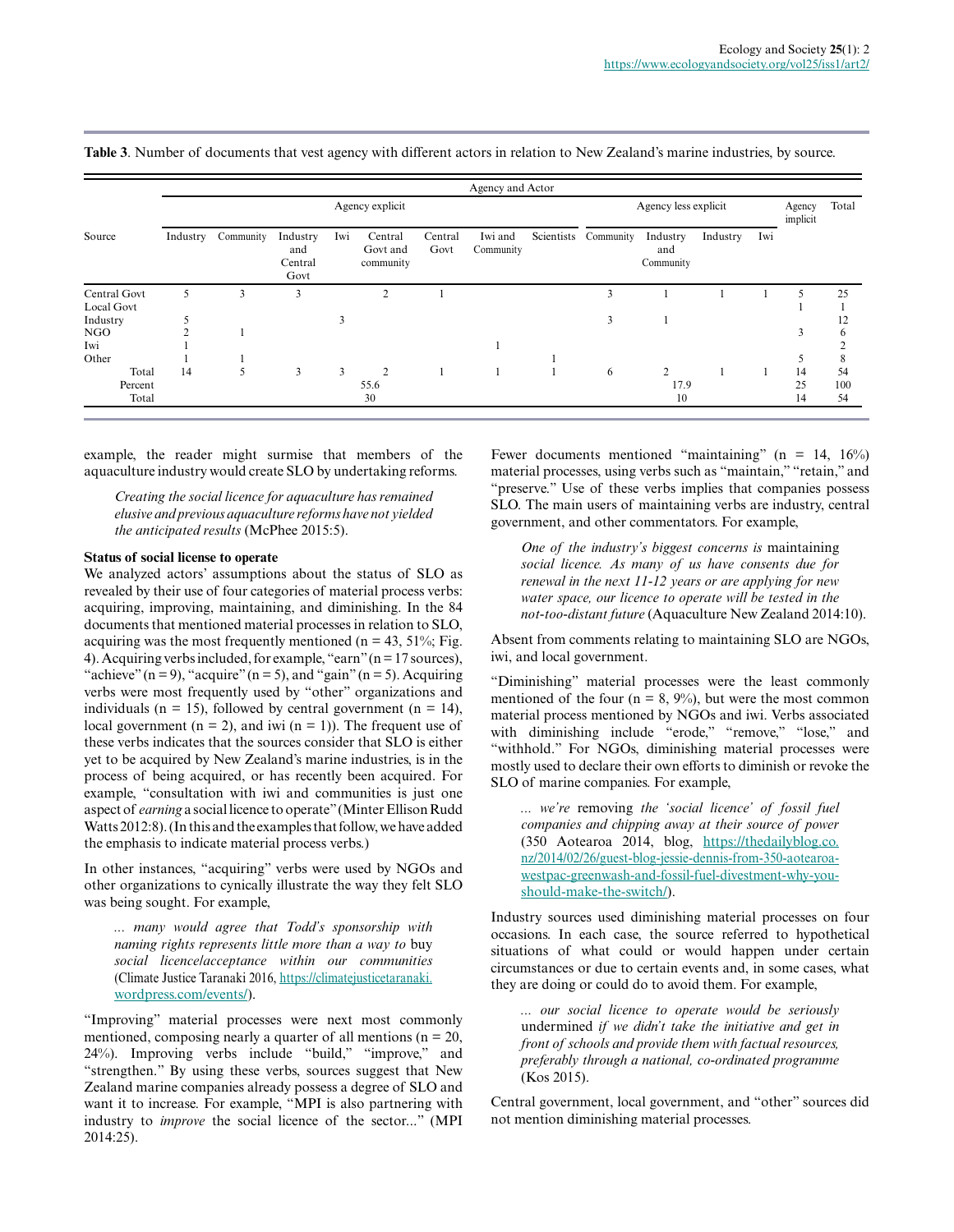**Table 3**. Number of documents that vest agency with different actors in relation to New Zealand's marine industries, by source.

| Source | Agency and Actor | | | | | | | | | | | | | |
|---|---|---|---|---|---|---|---|---|---|---|---|---|---|---|
| | Agency explicit | | | | | | | | Agency less explicit | | | | Agency implicit | Total |
| | Industry | Community | Industry and Central Govt | Iwi | Central Govt and community | Central Govt | Iwi and Community | Scientists | Community | Industry and Community | Industry | Iwi | | |
| Central Govt | 5 | 3 | 3 | | 2 | 1 | | | 3 | 1 | 1 | 1 | 5 | 25 |
| Local Govt | | | | | | | | | | | | | 1 | 1 |
| Industry | 5 | | | 3 | | | | | 3 | 1 | | | | 12 |
| NGO | 2 | 1 | | | | | | | | | | | 3 | 6 |
| Iwi | 1 | | | | | | 1 | | | | | | | 2 |
| Other | 1 | 1 | | | | | | 1 | | | | | 5 | 8 |
| Total | 14 | 5 | 3 | 3 | 2 | 1 | 1 | 1 | 6 | 2 | 1 | 1 | 14 | 54 |
| Percent | | | | | 55.6 | | | | | 17.9 | | | 25 | 100 |
| Total | | | | | 30 | | | | | 10 | | | 14 | 54 |

example, the reader might surmise that members of the aquaculture industry would create SLO by undertaking reforms.

> *Creating the social licence for aquaculture has remained elusive and previous aquaculture reforms have not yielded the anticipated results* (McPhee 2015:5).

### Status of social license to operate

We analyzed actors' assumptions about the status of SLO as revealed by their use of four categories of material process verbs: acquiring, improving, maintaining, and diminishing. In the 84 documents that mentioned material processes in relation to SLO, acquiring was the most frequently mentioned (n = 43, 51%; Fig. 4). Acquiring verbs included, for example, "earn" (n = 17 sources), "achieve" (n = 9), "acquire" (n = 5), and "gain" (n = 5). Acquiring verbs were most frequently used by "other" organizations and individuals (n = 15), followed by central government (n = 14), local government (n = 2), and iwi (n = 1)). The frequent use of these verbs indicates that the sources consider that SLO is either yet to be acquired by New Zealand's marine industries, is in the process of being acquired, or has recently been acquired. For example, "consultation with iwi and communities is just one aspect of *earning* a social licence to operate" (Minter Ellison Rudd Watts 2012:8). (In this and the examples that follow, we have added the emphasis to indicate material process verbs.)

In other instances, "acquiring" verbs were used by NGOs and other organizations to cynically illustrate the way they felt SLO was being sought. For example,

> *... many would agree that Todd's sponsorship with naming rights represents little more than a way to* buy *social licence/acceptance within our communities* (Climate Justice Taranaki 2016, https://climatejusticetaranaki.wordpress.com/events/).

"Improving" material processes were next most commonly mentioned, composing nearly a quarter of all mentions (n = 20, 24%). Improving verbs include "build," "improve," and "strengthen." By using these verbs, sources suggest that New Zealand marine companies already possess a degree of SLO and want it to increase. For example, "MPI is also partnering with industry to *improve* the social licence of the sector..." (MPI 2014:25).

Fewer documents mentioned "maintaining" (n = 14, 16%) material processes, using verbs such as "maintain," "retain," and "preserve." Use of these verbs implies that companies possess SLO. The main users of maintaining verbs are industry, central government, and other commentators. For example,

> *One of the industry's biggest concerns is* maintaining *social licence. As many of us have consents due for renewal in the next 11-12 years or are applying for new water space, our licence to operate will be tested in the not-too-distant future* (Aquaculture New Zealand 2014:10).

Absent from comments relating to maintaining SLO are NGOs, iwi, and local government.

"Diminishing" material processes were the least commonly mentioned of the four (n = 8, 9%), but were the most common material process mentioned by NGOs and iwi. Verbs associated with diminishing include "erode," "remove," "lose," and "withhold." For NGOs, diminishing material processes were mostly used to declare their own efforts to diminish or revoke the SLO of marine companies. For example,

> *... we're* removing *the 'social licence' of fossil fuel companies and chipping away at their source of power* (350 Aotearoa 2014, blog, https://thedailyblog.co.nz/2014/02/26/guest-blog-jessie-dennis-from-350-aotearoa-westpac-greenwash-and-fossil-fuel-divestment-why-you-should-make-the-switch/).

Industry sources used diminishing material processes on four occasions. In each case, the source referred to hypothetical situations of what could or would happen under certain circumstances or due to certain events and, in some cases, what they are doing or could do to avoid them. For example,

> *... our social licence to operate would be seriously* undermined *if we didn't take the initiative and get in front of schools and provide them with factual resources, preferably through a national, co-ordinated programme* (Kos 2015).

Central government, local government, and "other" sources did not mention diminishing material processes.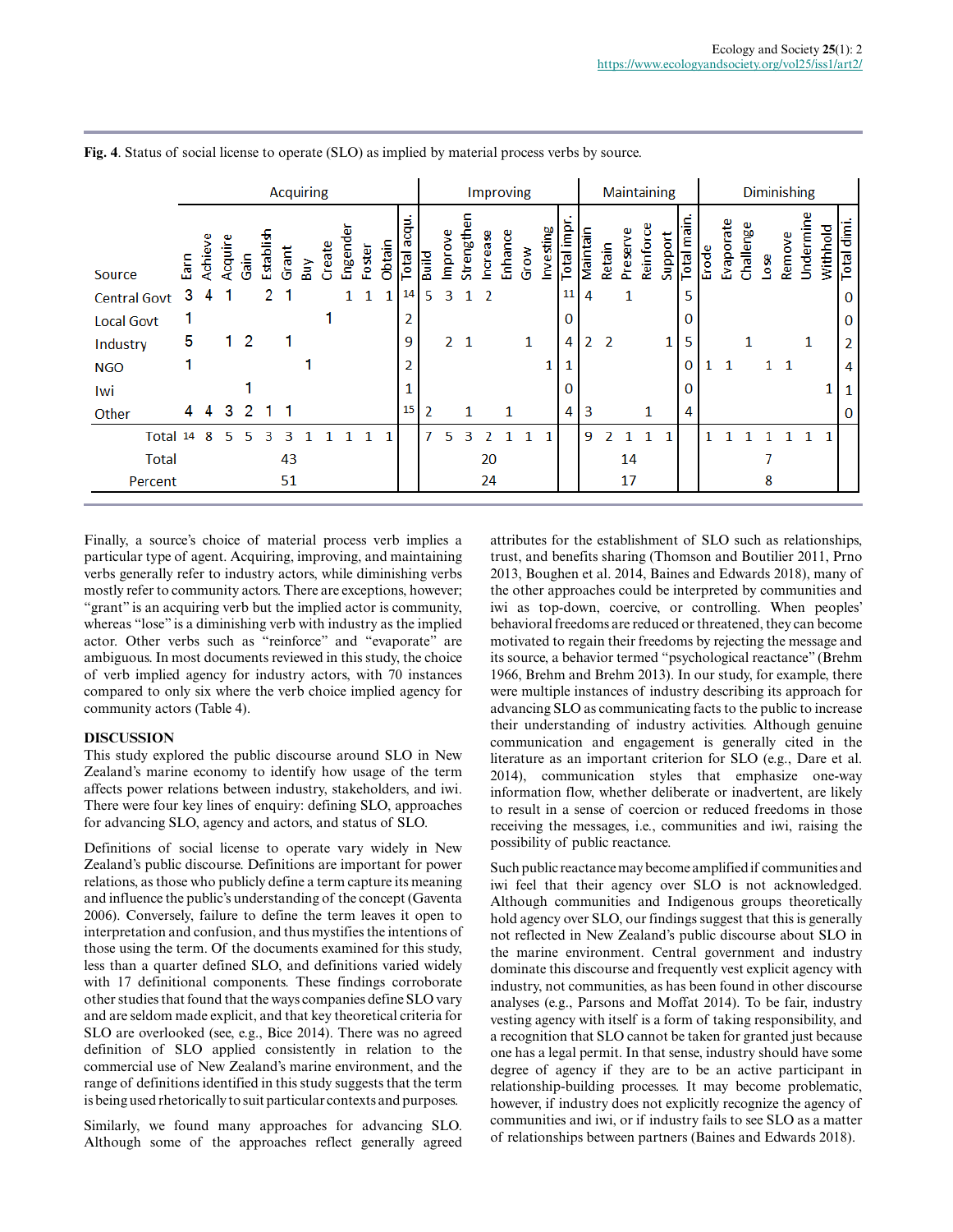**Fig. 4**. Status of social license to operate (SLO) as implied by material process verbs by source.

| | Acquiring | | | | | | | | | | | | Improving | | | | | | | | Maintaining | | | | | | Diminishing | | | | | | | |
|---|---|---|---|---|---|---|---|---|---|---|---|---|---|---|---|---|---|---|---|---|---|---|---|---|---|---|---|---|---|---|---|---|---|---|
| Source | Earn | Achieve | Acquire | Gain | Establish | Grant | Buy | Create | Engender | Foster | Obtain | Total acqu. | Build | Improve | Strengthen | Increase | Enhance | Grow | Investing | Total impr. | Maintain | Retain | Preserve | Reinforce | Support | Total main. | Erode | Evaporate | Challenge | Lose | Remove | Undermine | Withhold | Total dimi. |
| Central Govt | 3 | 4 | 1 | | 2 | 1 | | | 1 | 1 | 1 | 14 | 5 | 3 | 1 | 2 | | | | 11 | 4 | | 1 | | | 5 | | | | | | | | 0 |
| Local Govt | 1 | | | | | | | 1 | | | | 2 | | | | | | | | 0 | | | | | | 0 | | | | | | | | 0 |
| Industry | 5 | | 1 | 2 | | 1 | | | | | | 9 | | 2 | 1 | | | 1 | | 4 | 2 | 2 | | | 1 | 5 | | | 1 | | | 1 | | 2 |
| NGO | 1 | | | | | | 1 | | | | | 2 | | | | | | | 1 | 1 | | | | | | 0 | 1 | 1 | | 1 | 1 | | | 4 |
| Iwi | | | | 1 | | | | | | | | 1 | | | | | | | | 0 | | | | | | 0 | | | | | | | 1 | 1 |
| Other | 4 | 4 | 3 | 2 | 1 | 1 | | | | | | 15 | 2 | | 1 | | 1 | | | 4 | 3 | | | 1 | | 4 | | | | | | | | 0 |
| Total | 14 | 8 | 5 | 5 | 3 | 3 | 1 | 1 | 1 | 1 | 1 | | 7 | 5 | 3 | 2 | 1 | 1 | 1 | | 9 | 2 | 1 | 1 | 1 | | 1 | 1 | 1 | 1 | 1 | 1 | 1 | |
| Total | | | | | | 43 | | | | | | | | | | 20 | | | | | | | 14 | | | | | | | 7 | | | | |
| Percent | | | | | | 51 | | | | | | | | | | 24 | | | | | | | 17 | | | | | | | 8 | | | | |

Finally, a source's choice of material process verb implies a particular type of agent. Acquiring, improving, and maintaining verbs generally refer to industry actors, while diminishing verbs mostly refer to community actors. There are exceptions, however; "grant" is an acquiring verb but the implied actor is community, whereas "lose" is a diminishing verb with industry as the implied actor. Other verbs such as "reinforce" and "evaporate" are ambiguous. In most documents reviewed in this study, the choice of verb implied agency for industry actors, with 70 instances compared to only six where the verb choice implied agency for community actors (Table 4).

## DISCUSSION

This study explored the public discourse around SLO in New Zealand's marine economy to identify how usage of the term affects power relations between industry, stakeholders, and iwi. There were four key lines of enquiry: defining SLO, approaches for advancing SLO, agency and actors, and status of SLO.

Definitions of social license to operate vary widely in New Zealand's public discourse. Definitions are important for power relations, as those who publicly define a term capture its meaning and influence the public's understanding of the concept (Gaventa 2006). Conversely, failure to define the term leaves it open to interpretation and confusion, and thus mystifies the intentions of those using the term. Of the documents examined for this study, less than a quarter defined SLO, and definitions varied widely with 17 definitional components. These findings corroborate other studies that found that the ways companies define SLO vary and are seldom made explicit, and that key theoretical criteria for SLO are overlooked (see, e.g., Bice 2014). There was no agreed definition of SLO applied consistently in relation to the commercial use of New Zealand's marine environment, and the range of definitions identified in this study suggests that the term is being used rhetorically to suit particular contexts and purposes.

Similarly, we found many approaches for advancing SLO. Although some of the approaches reflect generally agreed attributes for the establishment of SLO such as relationships, trust, and benefits sharing (Thomson and Boutilier 2011, Prno 2013, Boughen et al. 2014, Baines and Edwards 2018), many of the other approaches could be interpreted by communities and iwi as top-down, coercive, or controlling. When peoples' behavioral freedoms are reduced or threatened, they can become motivated to regain their freedoms by rejecting the message and its source, a behavior termed "psychological reactance" (Brehm 1966, Brehm and Brehm 2013). In our study, for example, there were multiple instances of industry describing its approach for advancing SLO as communicating facts to the public to increase their understanding of industry activities. Although genuine communication and engagement is generally cited in the literature as an important criterion for SLO (e.g., Dare et al. 2014), communication styles that emphasize one-way information flow, whether deliberate or inadvertent, are likely to result in a sense of coercion or reduced freedoms in those receiving the messages, i.e., communities and iwi, raising the possibility of public reactance.

Such public reactance may become amplified if communities and iwi feel that their agency over SLO is not acknowledged. Although communities and Indigenous groups theoretically hold agency over SLO, our findings suggest that this is generally not reflected in New Zealand's public discourse about SLO in the marine environment. Central government and industry dominate this discourse and frequently vest explicit agency with industry, not communities, as has been found in other discourse analyses (e.g., Parsons and Moffat 2014). To be fair, industry vesting agency with itself is a form of taking responsibility, and a recognition that SLO cannot be taken for granted just because one has a legal permit. In that sense, industry should have some degree of agency if they are to be an active participant in relationship-building processes. It may become problematic, however, if industry does not explicitly recognize the agency of communities and iwi, or if industry fails to see SLO as a matter of relationships between partners (Baines and Edwards 2018).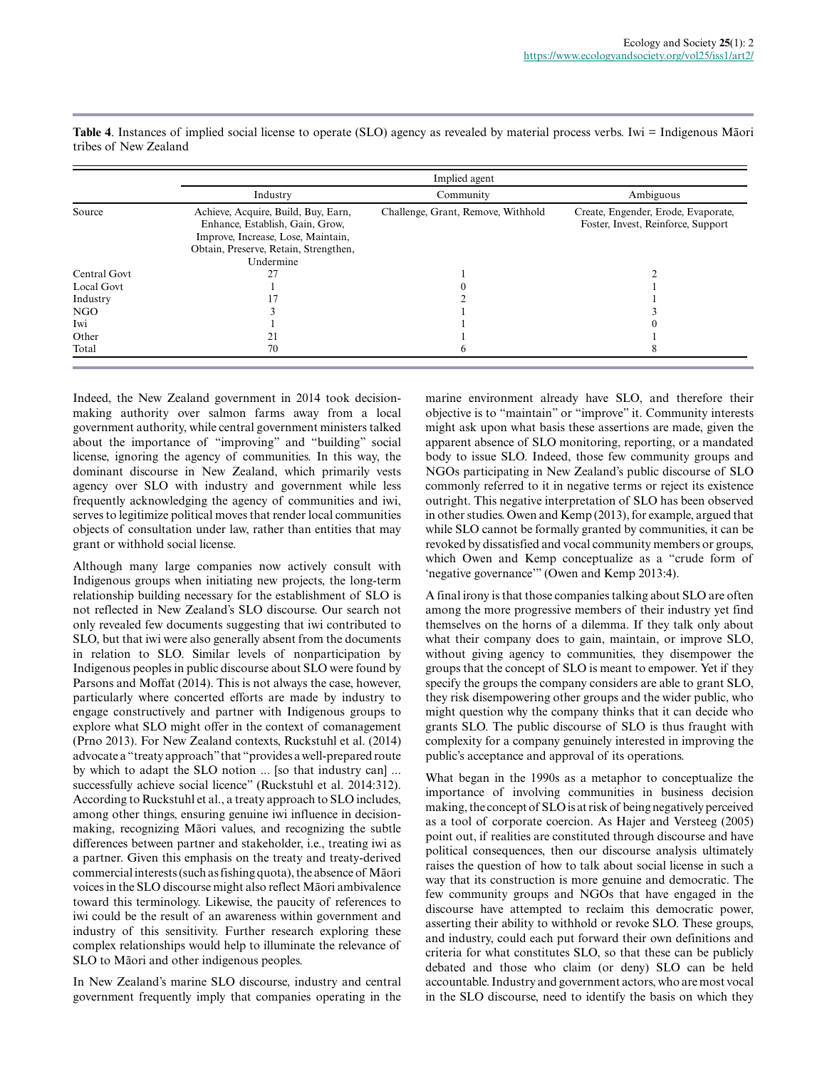**Table 4**. Instances of implied social license to operate (SLO) agency as revealed by material process verbs. Iwi = Indigenous Māori tribes of New Zealand

| | Implied agent | | |
|---|---|---|---|
| | Industry | Community | Ambiguous |
| Source | Achieve, Acquire, Build, Buy, Earn, Enhance, Establish, Gain, Grow, Improve, Increase, Lose, Maintain, Obtain, Preserve, Retain, Strengthen, Undermine | Challenge, Grant, Remove, Withhold | Create, Engender, Erode, Evaporate, Foster, Invest, Reinforce, Support |
| Central Govt | 27 | 1 | 2 |
| Local Govt | 1 | 0 | 1 |
| Industry | 17 | 2 | 1 |
| NGO | 3 | 1 | 3 |
| Iwi | 1 | 1 | 0 |
| Other | 21 | 1 | 1 |
| Total | 70 | 6 | 8 |

Indeed, the New Zealand government in 2014 took decision-making authority over salmon farms away from a local government authority, while central government ministers talked about the importance of "improving" and "building" social license, ignoring the agency of communities. In this way, the dominant discourse in New Zealand, which primarily vests agency over SLO with industry and government while less frequently acknowledging the agency of communities and iwi, serves to legitimize political moves that render local communities objects of consultation under law, rather than entities that may grant or withhold social license.

Although many large companies now actively consult with Indigenous groups when initiating new projects, the long-term relationship building necessary for the establishment of SLO is not reflected in New Zealand's SLO discourse. Our search not only revealed few documents suggesting that iwi contributed to SLO, but that iwi were also generally absent from the documents in relation to SLO. Similar levels of nonparticipation by Indigenous peoples in public discourse about SLO were found by Parsons and Moffat (2014). This is not always the case, however, particularly where concerted efforts are made by industry to engage constructively and partner with Indigenous groups to explore what SLO might offer in the context of comanagement (Prno 2013). For New Zealand contexts, Ruckstuhl et al. (2014) advocate a "treaty approach" that "provides a well-prepared route by which to adapt the SLO notion ... [so that industry can] ... successfully achieve social licence" (Ruckstuhl et al. 2014:312). According to Ruckstuhl et al., a treaty approach to SLO includes, among other things, ensuring genuine iwi influence in decision-making, recognizing Māori values, and recognizing the subtle differences between partner and stakeholder, i.e., treating iwi as a partner. Given this emphasis on the treaty and treaty-derived commercial interests (such as fishing quota), the absence of Māori voices in the SLO discourse might also reflect Māori ambivalence toward this terminology. Likewise, the paucity of references to iwi could be the result of an awareness within government and industry of this sensitivity. Further research exploring these complex relationships would help to illuminate the relevance of SLO to Māori and other indigenous peoples.

In New Zealand's marine SLO discourse, industry and central government frequently imply that companies operating in the marine environment already have SLO, and therefore their objective is to "maintain" or "improve" it. Community interests might ask upon what basis these assertions are made, given the apparent absence of SLO monitoring, reporting, or a mandated body to issue SLO. Indeed, those few community groups and NGOs participating in New Zealand's public discourse of SLO commonly referred to it in negative terms or reject its existence outright. This negative interpretation of SLO has been observed in other studies. Owen and Kemp (2013), for example, argued that while SLO cannot be formally granted by communities, it can be revoked by dissatisfied and vocal community members or groups, which Owen and Kemp conceptualize as a "crude form of 'negative governance'" (Owen and Kemp 2013:4).

A final irony is that those companies talking about SLO are often among the more progressive members of their industry yet find themselves on the horns of a dilemma. If they talk only about what their company does to gain, maintain, or improve SLO, without giving agency to communities, they disempower the groups that the concept of SLO is meant to empower. Yet if they specify the groups the company considers are able to grant SLO, they risk disempowering other groups and the wider public, who might question why the company thinks that it can decide who grants SLO. The public discourse of SLO is thus fraught with complexity for a company genuinely interested in improving the public's acceptance and approval of its operations.

What began in the 1990s as a metaphor to conceptualize the importance of involving communities in business decision making, the concept of SLO is at risk of being negatively perceived as a tool of corporate coercion. As Hajer and Versteeg (2005) point out, if realities are constituted through discourse and have political consequences, then our discourse analysis ultimately raises the question of how to talk about social license in such a way that its construction is more genuine and democratic. The few community groups and NGOs that have engaged in the discourse have attempted to reclaim this democratic power, asserting their ability to withhold or revoke SLO. These groups, and industry, could each put forward their own definitions and criteria for what constitutes SLO, so that these can be publicly debated and those who claim (or deny) SLO can be held accountable. Industry and government actors, who are most vocal in the SLO discourse, need to identify the basis on which they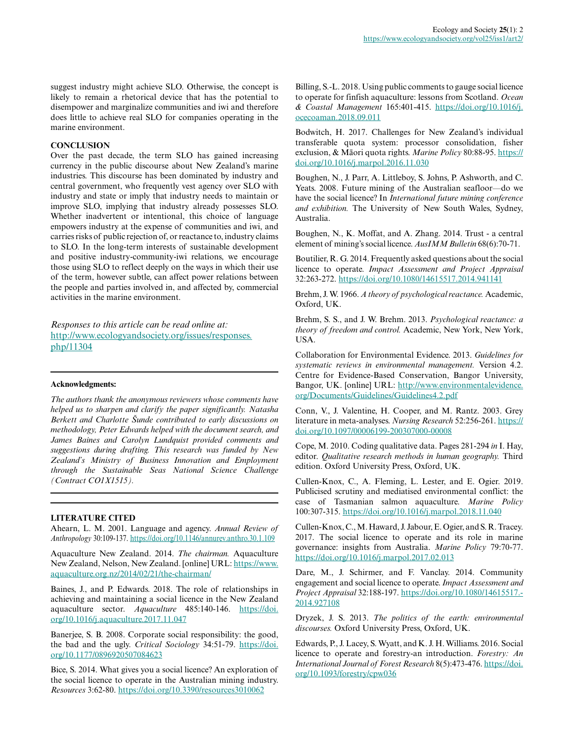suggest industry might achieve SLO. Otherwise, the concept is likely to remain a rhetorical device that has the potential to disempower and marginalize communities and iwi and therefore does little to achieve real SLO for companies operating in the marine environment.

## CONCLUSION

Over the past decade, the term SLO has gained increasing currency in the public discourse about New Zealand's marine industries. This discourse has been dominated by industry and central government, who frequently vest agency over SLO with industry and state or imply that industry needs to maintain or improve SLO, implying that industry already possesses SLO. Whether inadvertent or intentional, this choice of language empowers industry at the expense of communities and iwi, and carries risks of public rejection of, or reactance to, industry claims to SLO. In the long-term interests of sustainable development and positive industry-community-iwi relations, we encourage those using SLO to reflect deeply on the ways in which their use of the term, however subtle, can affect power relations between the people and parties involved in, and affected by, commercial activities in the marine environment.

*Responses to this article can be read online at:*
http://www.ecologyandsociety.org/issues/responses.php/11304

---

**Acknowledgments:**

*The authors thank the anonymous reviewers whose comments have helped us to sharpen and clarify the paper significantly. Natasha Berkett and Charlotte Šunde contributed to early discussions on methodology, Peter Edwards helped with the document search, and James Baines and Carolyn Lundquist provided comments and suggestions during drafting. This research was funded by New Zealand's Ministry of Business Innovation and Employment through the Sustainable Seas National Science Challenge (Contract CO1X1515).*

---

## LITERATURE CITED

Ahearn, L. M. 2001. Language and agency. *Annual Review of Anthropology* 30:109-137. https://doi.org/10.1146/annurev.anthro.30.1.109

Aquaculture New Zealand. 2014. *The chairman.* Aquaculture New Zealand, Nelson, New Zealand. [online] URL: https://www.aquaculture.org.nz/2014/02/21/the-chairman/

Baines, J., and P. Edwards. 2018. The role of relationships in achieving and maintaining a social licence in the New Zealand aquaculture sector. *Aquaculture* 485:140-146. https://doi.org/10.1016/j.aquaculture.2017.11.047

Banerjee, S. B. 2008. Corporate social responsibility: the good, the bad and the ugly. *Critical Sociology* 34:51-79. https://doi.org/10.1177/0896920507084623

Bice, S. 2014. What gives you a social licence? An exploration of the social licence to operate in the Australian mining industry. *Resources* 3:62-80. https://doi.org/10.3390/resources3010062

Billing, S.-L. 2018. Using public comments to gauge social licence to operate for finfish aquaculture: lessons from Scotland. *Ocean & Coastal Management* 165:401-415. https://doi.org/10.1016/j.ocecoaman.2018.09.011

Bodwitch, H. 2017. Challenges for New Zealand's individual transferable quota system: processor consolidation, fisher exclusion, & Māori quota rights. *Marine Policy* 80:88-95. https://doi.org/10.1016/j.marpol.2016.11.030

Boughen, N., J. Parr, A. Littleboy, S. Johns, P. Ashworth, and C. Yeats. 2008. Future mining of the Australian seafloor—do we have the social licence? In *International future mining conference and exhibition.* The University of New South Wales, Sydney, Australia.

Boughen, N., K. Moffat, and A. Zhang. 2014. Trust - a central element of mining's social licence. *AusIMM Bulletin* 68(6):70-71.

Boutilier, R. G. 2014. Frequently asked questions about the social licence to operate. *Impact Assessment and Project Appraisal* 32:263-272. https://doi.org/10.1080/14615517.2014.941141

Brehm, J. W. 1966. *A theory of psychological reactance.* Academic, Oxford, UK.

Brehm, S. S., and J. W. Brehm. 2013. *Psychological reactance: a theory of freedom and control.* Academic, New York, New York, USA.

Collaboration for Environmental Evidence. 2013. *Guidelines for systematic reviews in environmental management.* Version 4.2. Centre for Evidence-Based Conservation, Bangor University, Bangor, UK. [online] URL: http://www.environmentalevidence.org/Documents/Guidelines/Guidelines4.2.pdf

Conn, V., J. Valentine, H. Cooper, and M. Rantz. 2003. Grey literature in meta-analyses. *Nursing Research* 52:256-261. https://doi.org/10.1097/00006199-200307000-00008

Cope, M. 2010. Coding qualitative data. Pages 281-294 *in* I. Hay, editor. *Qualitative research methods in human geography.* Third edition. Oxford University Press, Oxford, UK.

Cullen-Knox, C., A. Fleming, L. Lester, and E. Ogier. 2019. Publicised scrutiny and mediatised environmental conflict: the case of Tasmanian salmon aquaculture. *Marine Policy* 100:307-315. https://doi.org/10.1016/j.marpol.2018.11.040

Cullen-Knox, C., M. Haward, J. Jabour, E. Ogier, and S. R. Tracey. 2017. The social licence to operate and its role in marine governance: insights from Australia. *Marine Policy* 79:70-77. https://doi.org/10.1016/j.marpol.2017.02.013

Dare, M., J. Schirmer, and F. Vanclay. 2014. Community engagement and social licence to operate. *Impact Assessment and Project Appraisal* 32:188-197. https://doi.org/10.1080/14615517.2014.927108

Dryzek, J. S. 2013. *The politics of the earth: environmental discourses.* Oxford University Press, Oxford, UK.

Edwards, P., J. Lacey, S. Wyatt, and K. J. H. Williams. 2016. Social licence to operate and forestry-an introduction. *Forestry: An International Journal of Forest Research* 8(5):473-476. https://doi.org/10.1093/forestry/cpw036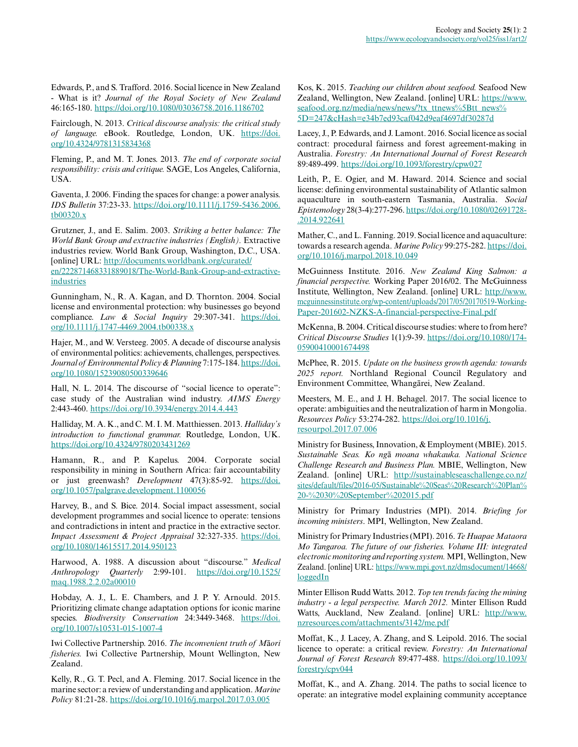Edwards, P., and S. Trafford. 2016. Social licence in New Zealand - What is it? *Journal of the Royal Society of New Zealand* 46:165-180. https://doi.org/10.1080/03036758.2016.1186702

Fairclough, N. 2013. *Critical discourse analysis: the critical study of language.* eBook. Routledge, London, UK. https://doi.org/10.4324/9781315834368

Fleming, P., and M. T. Jones. 2013. *The end of corporate social responsibility: crisis and critique.* SAGE, Los Angeles, California, USA.

Gaventa, J. 2006. Finding the spaces for change: a power analysis. *IDS Bulletin* 37:23-33. https://doi.org/10.1111/j.1759-5436.2006.tb00320.x

Grutzner, J., and E. Salim. 2003. *Striking a better balance: The World Bank Group and extractive industries (English).* Extractive industries review. World Bank Group, Washington, D.C., USA. [online] URL: http://documents.worldbank.org/curated/en/222871468331889018/The-World-Bank-Group-and-extractive-industries

Gunningham, N., R. A. Kagan, and D. Thornton. 2004. Social license and environmental protection: why businesses go beyond compliance. *Law & Social Inquiry* 29:307-341. https://doi.org/10.1111/j.1747-4469.2004.tb00338.x

Hajer, M., and W. Versteeg. 2005. A decade of discourse analysis of environmental politics: achievements, challenges, perspectives. *Journal of Environmental Policy & Planning* 7:175-184. https://doi.org/10.1080/15239080500339646

Hall, N. L. 2014. The discourse of "social licence to operate": case study of the Australian wind industry. *AIMS Energy* 2:443-460. https://doi.org/10.3934/energy.2014.4.443

Halliday, M. A. K., and C. M. I. M. Matthiessen. 2013. *Halliday's introduction to functional grammar.* Routledge, London, UK. https://doi.org/10.4324/9780203431269

Hamann, R., and P. Kapelus. 2004. Corporate social responsibility in mining in Southern Africa: fair accountability or just greenwash? *Development* 47(3):85-92. https://doi.org/10.1057/palgrave.development.1100056

Harvey, B., and S. Bice. 2014. Social impact assessment, social development programmes and social licence to operate: tensions and contradictions in intent and practice in the extractive sector. *Impact Assessment & Project Appraisal* 32:327-335. https://doi.org/10.1080/14615517.2014.950123

Harwood, A. 1988. A discussion about "discourse." *Medical Anthropology Quarterly* 2:99-101. https://doi.org/10.1525/maq.1988.2.2.02a00010

Hobday, A. J., L. E. Chambers, and J. P. Y. Arnould. 2015. Prioritizing climate change adaptation options for iconic marine species. *Biodiversity Conservation* 24:3449-3468. https://doi.org/10.1007/s10531-015-1007-4

Iwi Collective Partnership. 2016. *The inconvenient truth of Māori fisheries.* Iwi Collective Partnership, Mount Wellington, New Zealand.

Kelly, R., G. T. Pecl, and A. Fleming. 2017. Social licence in the marine sector: a review of understanding and application. *Marine Policy* 81:21-28. https://doi.org/10.1016/j.marpol.2017.03.005

Kos, K. 2015. *Teaching our children about seafood.* Seafood New Zealand, Wellington, New Zealand. [online] URL: https://www.seafood.org.nz/media/news/news/?tx_ttnews%5Btt_news%5D=247&cHash=e34b7ed93caf042d9eaf4697df30287d

Lacey, J., P. Edwards, and J. Lamont. 2016. Social licence as social contract: procedural fairness and forest agreement-making in Australia. *Forestry: An International Journal of Forest Research* 89:489-499. https://doi.org/10.1093/forestry/cpw027

Leith, P., E. Ogier, and M. Haward. 2014. Science and social license: defining environmental sustainability of Atlantic salmon aquaculture in south-eastern Tasmania, Australia. *Social Epistemology* 28(3-4):277-296. https://doi.org/10.1080/02691728-.2014.922641

Mather, C., and L. Fanning. 2019. Social licence and aquaculture: towards a research agenda. *Marine Policy* 99:275-282. https://doi.org/10.1016/j.marpol.2018.10.049

McGuinness Institute. 2016. *New Zealand King Salmon: a financial perspective.* Working Paper 2016/02. The McGuinness Institute, Wellington, New Zealand. [online] URL: http://www.mcguinnessinstitute.org/wp-content/uploads/2017/05/20170519-Working-Paper-201602-NZKS-A-financial-perspective-Final.pdf

McKenna, B. 2004. Critical discourse studies: where to from here? *Critical Discourse Studies* 1(1):9-39. https://doi.org/10.1080/174-05900410001674498

McPhee, R. 2015. *Update on the business growth agenda: towards 2025 report.* Northland Regional Council Regulatory and Environment Committee, Whangārei, New Zealand.

Meesters, M. E., and J. H. Behagel. 2017. The social licence to operate: ambiguities and the neutralization of harm in Mongolia. *Resources Policy* 53:274-282. https://doi.org/10.1016/j.resourpol.2017.07.006

Ministry for Business, Innovation, & Employment (MBIE). 2015. *Sustainable Seas. Ko ngā moana whakauka. National Science Challenge Research and Business Plan.* MBIE, Wellington, New Zealand. [online] URL: http://sustainableseaschallenge.co.nz/sites/default/files/2016-05/Sustainable%20Seas%20Research%20Plan%20-%2030%20September%202015.pdf

Ministry for Primary Industries (MPI). 2014. *Briefing for incoming ministers.* MPI, Wellington, New Zealand.

Ministry for Primary Industries (MPI). 2016. *Te Huapae Mataora Mo Tangaroa. The future of our fisheries. Volume III: integrated electronic monitoring and reporting system.* MPI, Wellington, New Zealand. [online] URL: https://www.mpi.govt.nz/dmsdocument/14668/loggedIn

Minter Ellison Rudd Watts. 2012. *Top ten trends facing the mining industry - a legal perspective. March 2012.* Minter Ellison Rudd Watts, Auckland, New Zealand. [online] URL: http://www.nzresources.com/attachments/3142/me.pdf

Moffat, K., J. Lacey, A. Zhang, and S. Leipold. 2016. The social licence to operate: a critical review. *Forestry: An International Journal of Forest Research* 89:477-488. https://doi.org/10.1093/forestry/cpv044

Moffat, K., and A. Zhang. 2014. The paths to social licence to operate: an integrative model explaining community acceptance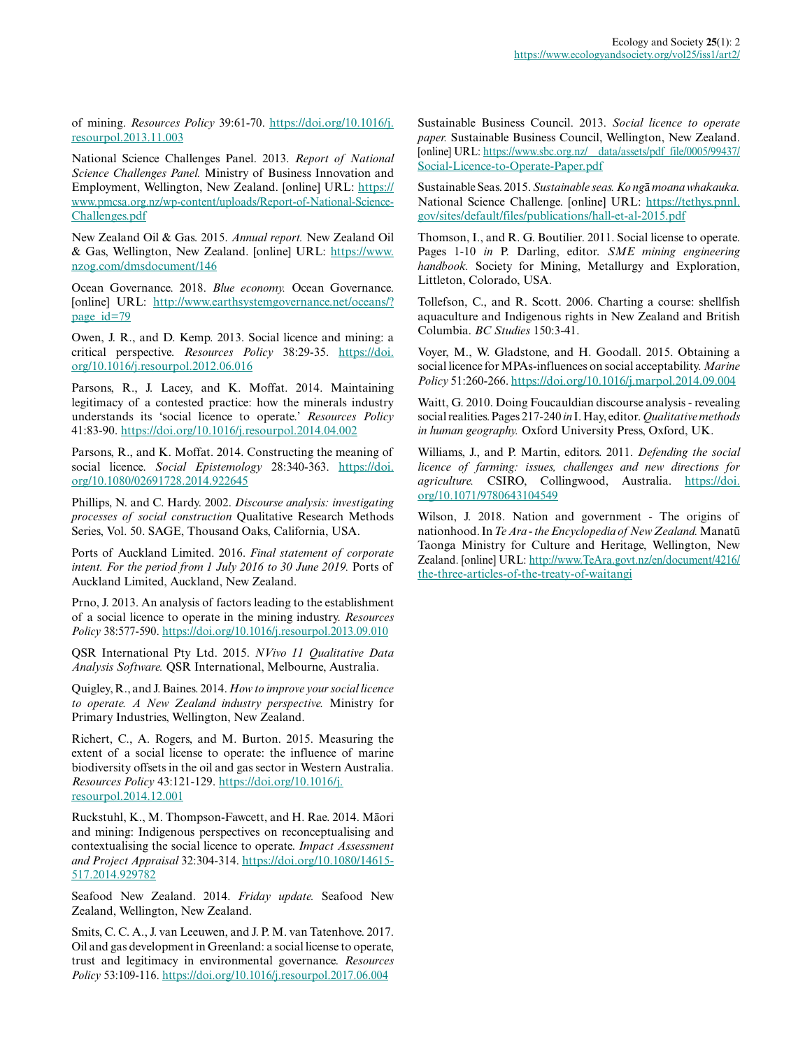of mining. *Resources Policy* 39:61-70. https://doi.org/10.1016/j.resourpol.2013.11.003

National Science Challenges Panel. 2013. *Report of National Science Challenges Panel.* Ministry of Business Innovation and Employment, Wellington, New Zealand. [online] URL: https://www.pmcsa.org.nz/wp-content/uploads/Report-of-National-Science-Challenges.pdf

New Zealand Oil & Gas. 2015. *Annual report.* New Zealand Oil & Gas, Wellington, New Zealand. [online] URL: https://www.nzog.com/dmsdocument/146

Ocean Governance. 2018. *Blue economy.* Ocean Governance. [online] URL: http://www.earthsystemgovernance.net/oceans/?page_id=79

Owen, J. R., and D. Kemp. 2013. Social licence and mining: a critical perspective. *Resources Policy* 38:29-35. https://doi.org/10.1016/j.resourpol.2012.06.016

Parsons, R., J. Lacey, and K. Moffat. 2014. Maintaining legitimacy of a contested practice: how the minerals industry understands its 'social licence to operate.' *Resources Policy* 41:83-90. https://doi.org/10.1016/j.resourpol.2014.04.002

Parsons, R., and K. Moffat. 2014. Constructing the meaning of social licence. *Social Epistemology* 28:340-363. https://doi.org/10.1080/02691728.2014.922645

Phillips, N. and C. Hardy. 2002. *Discourse analysis: investigating processes of social construction* Qualitative Research Methods Series, Vol. 50. SAGE, Thousand Oaks, California, USA.

Ports of Auckland Limited. 2016. *Final statement of corporate intent. For the period from 1 July 2016 to 30 June 2019.* Ports of Auckland Limited, Auckland, New Zealand.

Prno, J. 2013. An analysis of factors leading to the establishment of a social licence to operate in the mining industry. *Resources Policy* 38:577-590. https://doi.org/10.1016/j.resourpol.2013.09.010

QSR International Pty Ltd. 2015. *NVivo 11 Qualitative Data Analysis Software.* QSR International, Melbourne, Australia.

Quigley, R., and J. Baines. 2014. *How to improve your social licence to operate. A New Zealand industry perspective.* Ministry for Primary Industries, Wellington, New Zealand.

Richert, C., A. Rogers, and M. Burton. 2015. Measuring the extent of a social license to operate: the influence of marine biodiversity offsets in the oil and gas sector in Western Australia. *Resources Policy* 43:121-129. https://doi.org/10.1016/j.resourpol.2014.12.001

Ruckstuhl, K., M. Thompson-Fawcett, and H. Rae. 2014. Māori and mining: Indigenous perspectives on reconceptualising and contextualising the social licence to operate. *Impact Assessment and Project Appraisal* 32:304-314. https://doi.org/10.1080/14615517.2014.929782

Seafood New Zealand. 2014. *Friday update.* Seafood New Zealand, Wellington, New Zealand.

Smits, C. C. A., J. van Leeuwen, and J. P. M. van Tatenhove. 2017. Oil and gas development in Greenland: a social license to operate, trust and legitimacy in environmental governance. *Resources Policy* 53:109-116. https://doi.org/10.1016/j.resourpol.2017.06.004

Sustainable Business Council. 2013. *Social licence to operate paper.* Sustainable Business Council, Wellington, New Zealand. [online] URL: https://www.sbc.org.nz/__data/assets/pdf_file/0005/99437/Social-Licence-to-Operate-Paper.pdf

Sustainable Seas. 2015. *Sustainable seas. Ko ngā moana whakauka.* National Science Challenge. [online] URL: https://tethys.pnnl.gov/sites/default/files/publications/hall-et-al-2015.pdf

Thomson, I., and R. G. Boutilier. 2011. Social license to operate. Pages 1-10 *in* P. Darling, editor. *SME mining engineering handbook.* Society for Mining, Metallurgy and Exploration, Littleton, Colorado, USA.

Tollefson, C., and R. Scott. 2006. Charting a course: shellfish aquaculture and Indigenous rights in New Zealand and British Columbia. *BC Studies* 150:3-41.

Voyer, M., W. Gladstone, and H. Goodall. 2015. Obtaining a social licence for MPAs-influences on social acceptability. *Marine Policy* 51:260-266. https://doi.org/10.1016/j.marpol.2014.09.004

Waitt, G. 2010. Doing Foucauldian discourse analysis - revealing social realities. Pages 217-240 *in* I. Hay, editor. *Qualitative methods in human geography.* Oxford University Press, Oxford, UK.

Williams, J., and P. Martin, editors. 2011. *Defending the social licence of farming: issues, challenges and new directions for agriculture.* CSIRO, Collingwood, Australia. https://doi.org/10.1071/9780643104549

Wilson, J. 2018. Nation and government - The origins of nationhood. In *Te Ara - the Encyclopedia of New Zealand.* Manatū Taonga Ministry for Culture and Heritage, Wellington, New Zealand. [online] URL: http://www.TeAra.govt.nz/en/document/4216/the-three-articles-of-the-treaty-of-waitangi